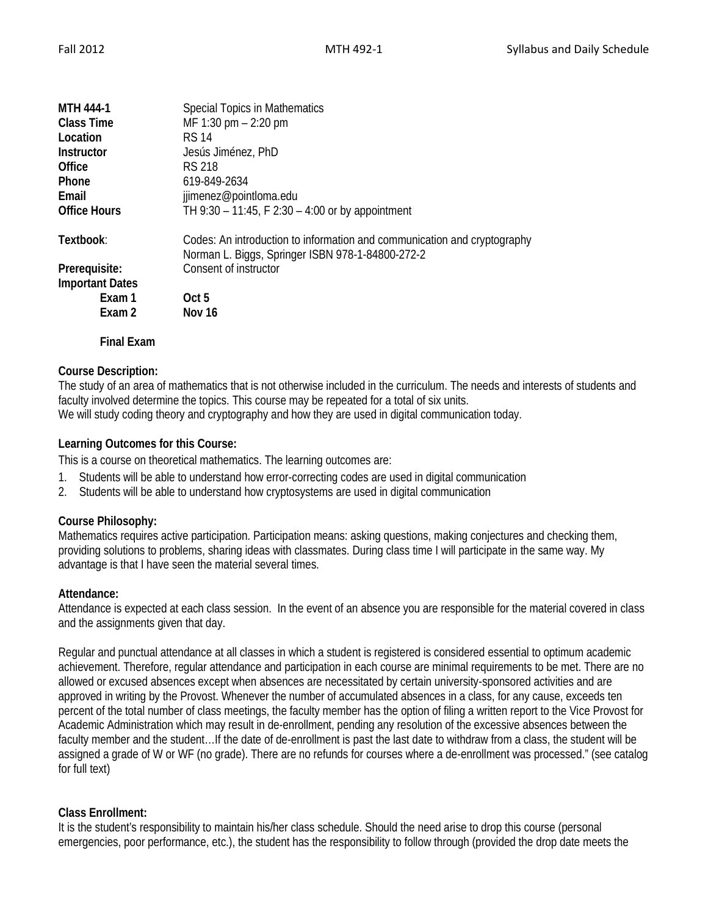| | |
|---|---|
| **MTH 444-1** | Special Topics in Mathematics |
| **Class Time** | MF 1:30 pm – 2:20 pm |
| **Location** | RS 14 |
| **Instructor** | Jesús Jiménez, PhD |
| **Office** | RS 218 |
| **Phone** | 619-849-2634 |
| **Email** | jjimenez@pointloma.edu |
| **Office Hours** | TH 9:30 – 11:45, F 2:30 – 4:00 or by appointment |
| **Textbook**: | Codes: An introduction to information and communication and cryptography<br>Norman L. Biggs, Springer ISBN 978-1-84800-272-2 |
| **Prerequisite:** | Consent of instructor |
| **Important Dates** | |
| **Exam 1** | **Oct 5** |
| **Exam 2** | **Nov 16** |
| **Final Exam** | |

**Course Description:**

The study of an area of mathematics that is not otherwise included in the curriculum. The needs and interests of students and faculty involved determine the topics. This course may be repeated for a total of six units.

We will study coding theory and cryptography and how they are used in digital communication today.

**Learning Outcomes for this Course:**

This is a course on theoretical mathematics. The learning outcomes are:

1. Students will be able to understand how error-correcting codes are used in digital communication
2. Students will be able to understand how cryptosystems are used in digital communication

**Course Philosophy:**

Mathematics requires active participation. Participation means: asking questions, making conjectures and checking them, providing solutions to problems, sharing ideas with classmates. During class time I will participate in the same way. My advantage is that I have seen the material several times.

**Attendance:**

Attendance is expected at each class session. In the event of an absence you are responsible for the material covered in class and the assignments given that day.

Regular and punctual attendance at all classes in which a student is registered is considered essential to optimum academic achievement. Therefore, regular attendance and participation in each course are minimal requirements to be met. There are no allowed or excused absences except when absences are necessitated by certain university-sponsored activities and are approved in writing by the Provost. Whenever the number of accumulated absences in a class, for any cause, exceeds ten percent of the total number of class meetings, the faculty member has the option of filing a written report to the Vice Provost for Academic Administration which may result in de-enrollment, pending any resolution of the excessive absences between the faculty member and the student…If the date of de-enrollment is past the last date to withdraw from a class, the student will be assigned a grade of W or WF (no grade). There are no refunds for courses where a de-enrollment was processed." (see catalog for full text)

**Class Enrollment:**

It is the student's responsibility to maintain his/her class schedule. Should the need arise to drop this course (personal emergencies, poor performance, etc.), the student has the responsibility to follow through (provided the drop date meets the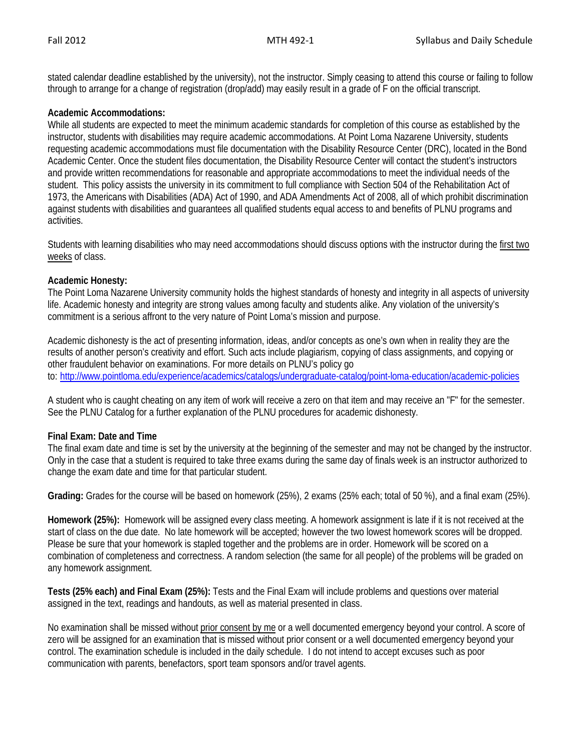stated calendar deadline established by the university), not the instructor. Simply ceasing to attend this course or failing to follow through to arrange for a change of registration (drop/add) may easily result in a grade of F on the official transcript.

**Academic Accommodations:**
While all students are expected to meet the minimum academic standards for completion of this course as established by the instructor, students with disabilities may require academic accommodations. At Point Loma Nazarene University, students requesting academic accommodations must file documentation with the Disability Resource Center (DRC), located in the Bond Academic Center. Once the student files documentation, the Disability Resource Center will contact the student's instructors and provide written recommendations for reasonable and appropriate accommodations to meet the individual needs of the student. This policy assists the university in its commitment to full compliance with Section 504 of the Rehabilitation Act of 1973, the Americans with Disabilities (ADA) Act of 1990, and ADA Amendments Act of 2008, all of which prohibit discrimination against students with disabilities and guarantees all qualified students equal access to and benefits of PLNU programs and activities.

Students with learning disabilities who may need accommodations should discuss options with the instructor during the first two weeks of class.

**Academic Honesty:**
The Point Loma Nazarene University community holds the highest standards of honesty and integrity in all aspects of university life. Academic honesty and integrity are strong values among faculty and students alike. Any violation of the university's commitment is a serious affront to the very nature of Point Loma's mission and purpose.

Academic dishonesty is the act of presenting information, ideas, and/or concepts as one's own when in reality they are the results of another person's creativity and effort. Such acts include plagiarism, copying of class assignments, and copying or other fraudulent behavior on examinations. For more details on PLNU's policy go to: http://www.pointloma.edu/experience/academics/catalogs/undergraduate-catalog/point-loma-education/academic-policies

A student who is caught cheating on any item of work will receive a zero on that item and may receive an "F" for the semester. See the PLNU Catalog for a further explanation of the PLNU procedures for academic dishonesty.

**Final Exam: Date and Time**
The final exam date and time is set by the university at the beginning of the semester and may not be changed by the instructor. Only in the case that a student is required to take three exams during the same day of finals week is an instructor authorized to change the exam date and time for that particular student.

**Grading:** Grades for the course will be based on homework (25%), 2 exams (25% each; total of 50 %), and a final exam (25%).

**Homework (25%):** Homework will be assigned every class meeting. A homework assignment is late if it is not received at the start of class on the due date. No late homework will be accepted; however the two lowest homework scores will be dropped. Please be sure that your homework is stapled together and the problems are in order. Homework will be scored on a combination of completeness and correctness. A random selection (the same for all people) of the problems will be graded on any homework assignment.

**Tests (25% each) and Final Exam (25%):** Tests and the Final Exam will include problems and questions over material assigned in the text, readings and handouts, as well as material presented in class.

No examination shall be missed without prior consent by me or a well documented emergency beyond your control. A score of zero will be assigned for an examination that is missed without prior consent or a well documented emergency beyond your control. The examination schedule is included in the daily schedule. I do not intend to accept excuses such as poor communication with parents, benefactors, sport team sponsors and/or travel agents.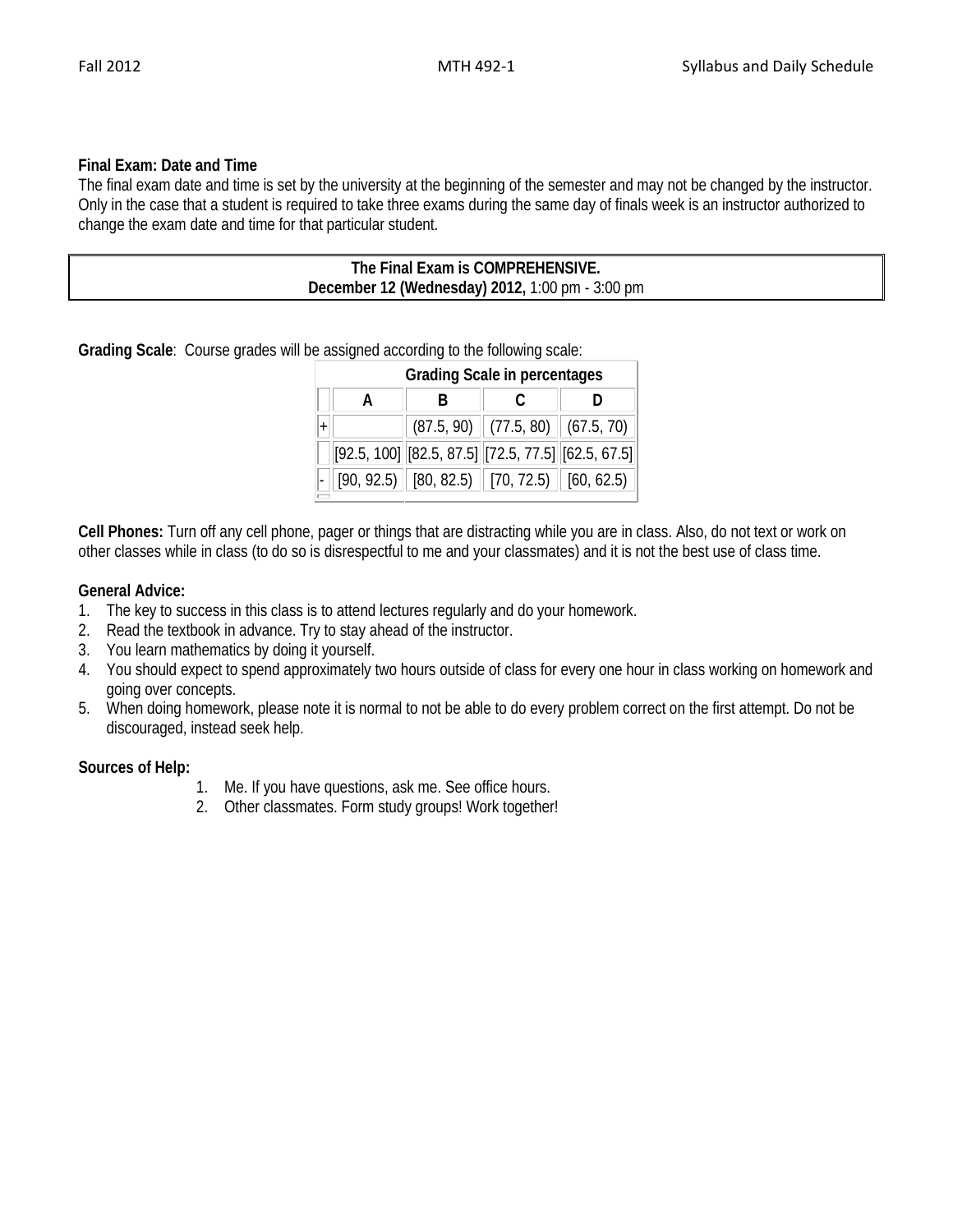**Final Exam: Date and Time**

The final exam date and time is set by the university at the beginning of the semester and may not be changed by the instructor. Only in the case that a student is required to take three exams during the same day of finals week is an instructor authorized to change the exam date and time for that particular student.

**The Final Exam is COMPREHENSIVE.**
**December 12 (Wednesday) 2012,** 1:00 pm - 3:00 pm

**Grading Scale**: Course grades will be assigned according to the following scale:

| Grading Scale in percentages | | | | |
|---|---|---|---|---|
| | A | B | C | D |
| + | | (87.5, 90) | (77.5, 80) | (67.5, 70) |
| | [92.5, 100] | [82.5, 87.5] | [72.5, 77.5] | [62.5, 67.5] |
| - | [90, 92.5) | [80, 82.5) | [70, 72.5) | [60, 62.5) |

**Cell Phones:** Turn off any cell phone, pager or things that are distracting while you are in class. Also, do not text or work on other classes while in class (to do so is disrespectful to me and your classmates) and it is not the best use of class time.

**General Advice:**

1. The key to success in this class is to attend lectures regularly and do your homework.
2. Read the textbook in advance. Try to stay ahead of the instructor.
3. You learn mathematics by doing it yourself.
4. You should expect to spend approximately two hours outside of class for every one hour in class working on homework and going over concepts.
5. When doing homework, please note it is normal to not be able to do every problem correct on the first attempt. Do not be discouraged, instead seek help.

**Sources of Help:**

1. Me. If you have questions, ask me. See office hours.
2. Other classmates. Form study groups! Work together!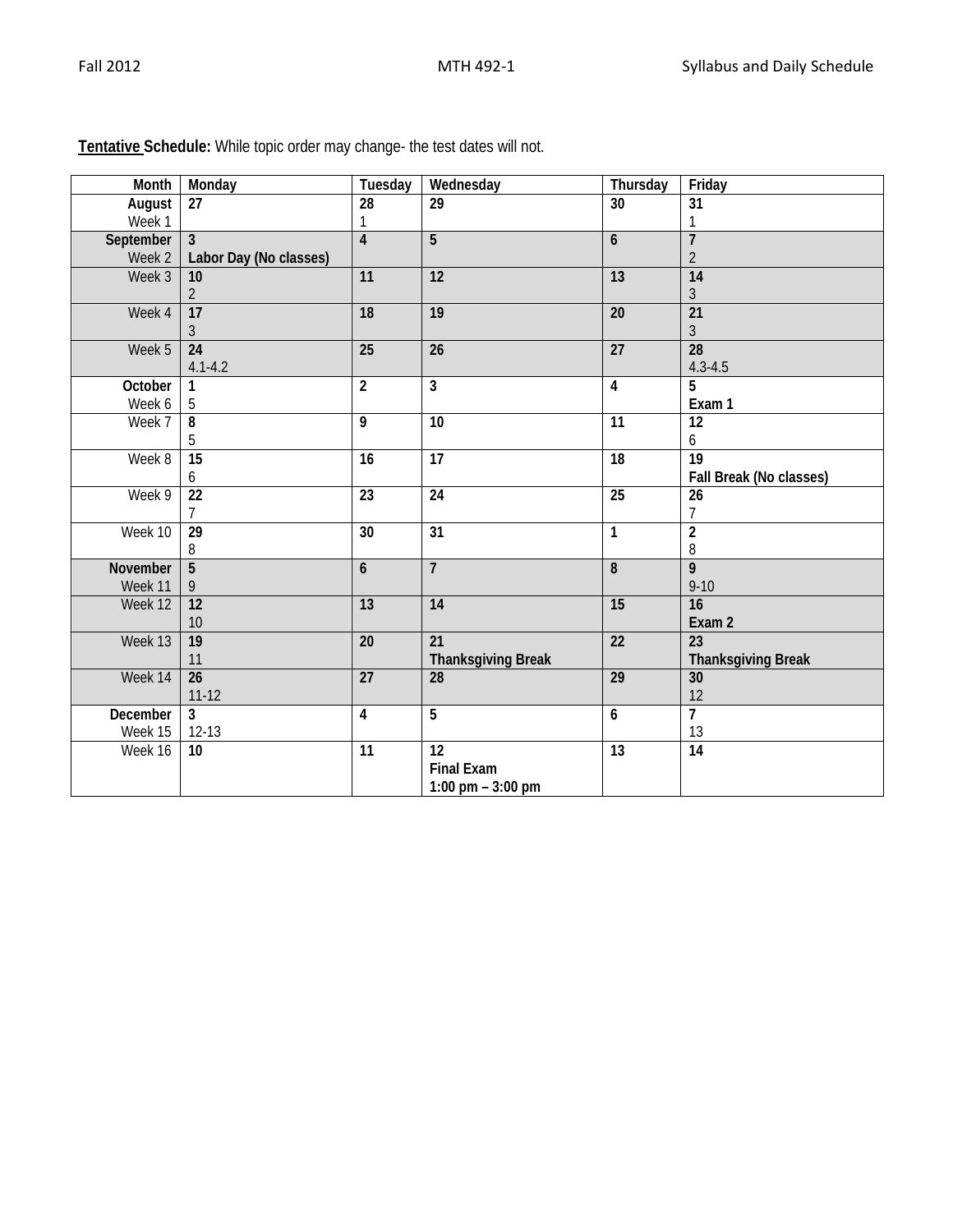**Tentative Schedule:** While topic order may change- the test dates will not.

| Month | Monday | Tuesday | Wednesday | Thursday | Friday |
|---|---|---|---|---|---|
| **August** Week 1 | **27** | **28** 1 | **29** | **30** | **31** 1 |
| **September** Week 2 | **3** **Labor Day (No classes)** | **4** | **5** | **6** | **7** 2 |
| Week 3 | **10** 2 | **11** | **12** | **13** | **14** 3 |
| Week 4 | **17** 3 | **18** | **19** | **20** | **21** 3 |
| Week 5 | **24** 4.1-4.2 | **25** | **26** | **27** | **28** 4.3-4.5 |
| **October** Week 6 | **1** 5 | **2** | **3** | **4** | **5** **Exam 1** |
| Week 7 | **8** 5 | **9** | **10** | **11** | **12** 6 |
| Week 8 | **15** 6 | **16** | **17** | **18** | **19** **Fall Break (No classes)** |
| Week 9 | **22** 7 | **23** | **24** | **25** | **26** 7 |
| Week 10 | **29** 8 | **30** | **31** | **1** | **2** 8 |
| **November** Week 11 | **5** 9 | **6** | **7** | **8** | **9** 9-10 |
| Week 12 | **12** 10 | **13** | **14** | **15** | **16** **Exam 2** |
| Week 13 | **19** 11 | **20** | **21** **Thanksgiving Break** | **22** | **23** **Thanksgiving Break** |
| Week 14 | **26** 11-12 | **27** | **28** | **29** | **30** 12 |
| **December** Week 15 | **3** 12-13 | **4** | **5** | **6** | **7** 13 |
| Week 16 | **10** | **11** | **12** **Final Exam** **1:00 pm – 3:00 pm** | **13** | **14** |